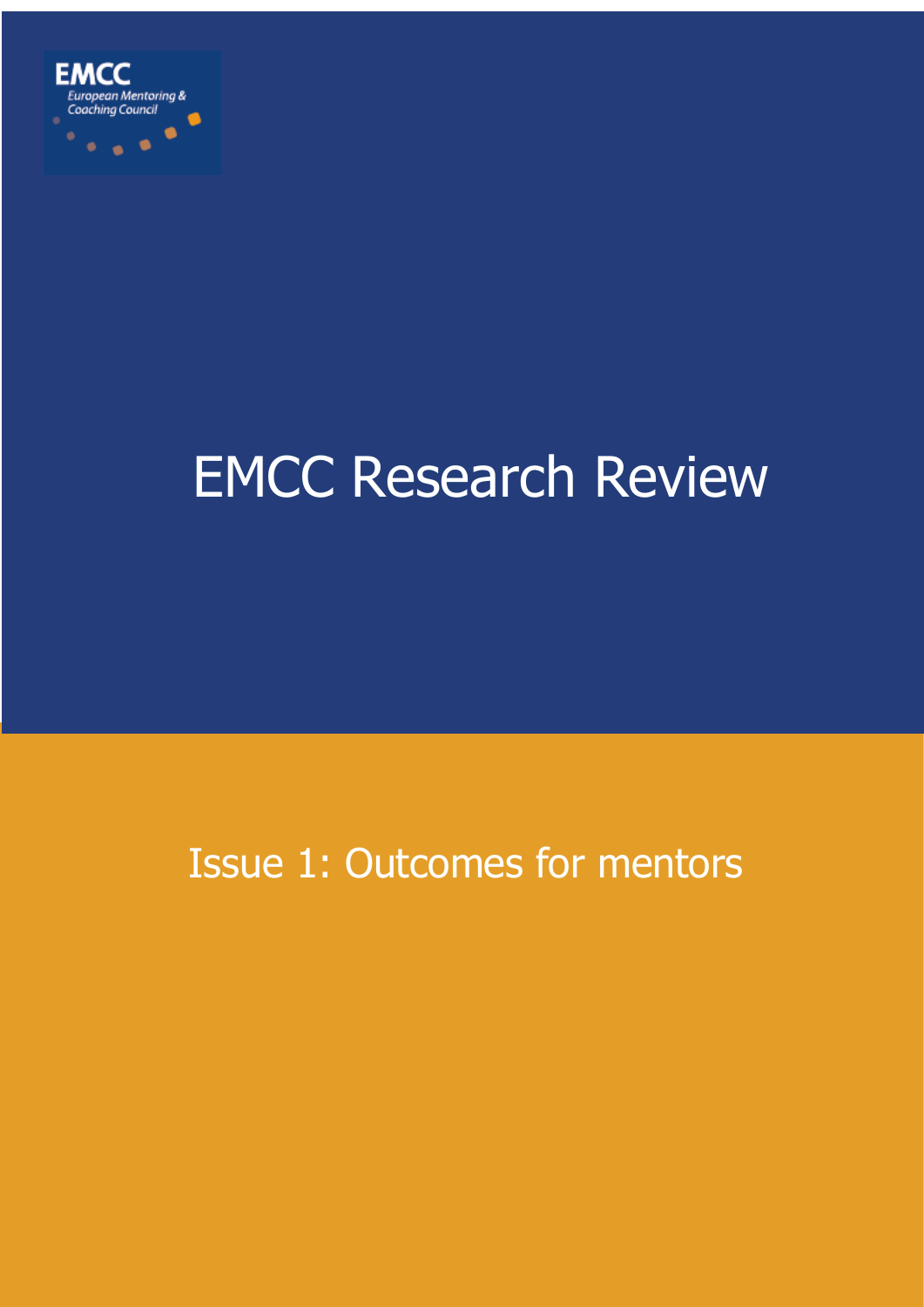EMCC

European Mentoring & Coaching Council

# EMCC Research Review

## Issue 1: Outcomes for mentors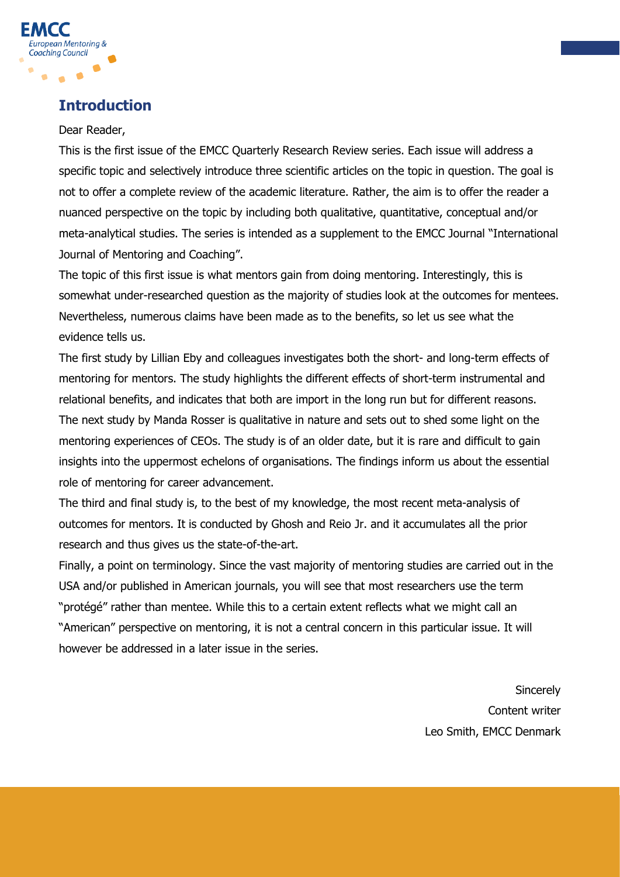## Introduction

Dear Reader,

This is the first issue of the EMCC Quarterly Research Review series. Each issue will address a specific topic and selectively introduce three scientific articles on the topic in question. The goal is not to offer a complete review of the academic literature. Rather, the aim is to offer the reader a nuanced perspective on the topic by including both qualitative, quantitative, conceptual and/or meta-analytical studies. The series is intended as a supplement to the EMCC Journal "International Journal of Mentoring and Coaching".

The topic of this first issue is what mentors gain from doing mentoring. Interestingly, this is somewhat under-researched question as the majority of studies look at the outcomes for mentees. Nevertheless, numerous claims have been made as to the benefits, so let us see what the evidence tells us.

The first study by Lillian Eby and colleagues investigates both the short- and long-term effects of mentoring for mentors. The study highlights the different effects of short-term instrumental and relational benefits, and indicates that both are import in the long run but for different reasons.

The next study by Manda Rosser is qualitative in nature and sets out to shed some light on the mentoring experiences of CEOs. The study is of an older date, but it is rare and difficult to gain insights into the uppermost echelons of organisations. The findings inform us about the essential role of mentoring for career advancement.

The third and final study is, to the best of my knowledge, the most recent meta-analysis of outcomes for mentors. It is conducted by Ghosh and Reio Jr. and it accumulates all the prior research and thus gives us the state-of-the-art.

Finally, a point on terminology. Since the vast majority of mentoring studies are carried out in the USA and/or published in American journals, you will see that most researchers use the term "protégé" rather than mentee. While this to a certain extent reflects what we might call an "American" perspective on mentoring, it is not a central concern in this particular issue. It will however be addressed in a later issue in the series.

Sincerely
Content writer
Leo Smith, EMCC Denmark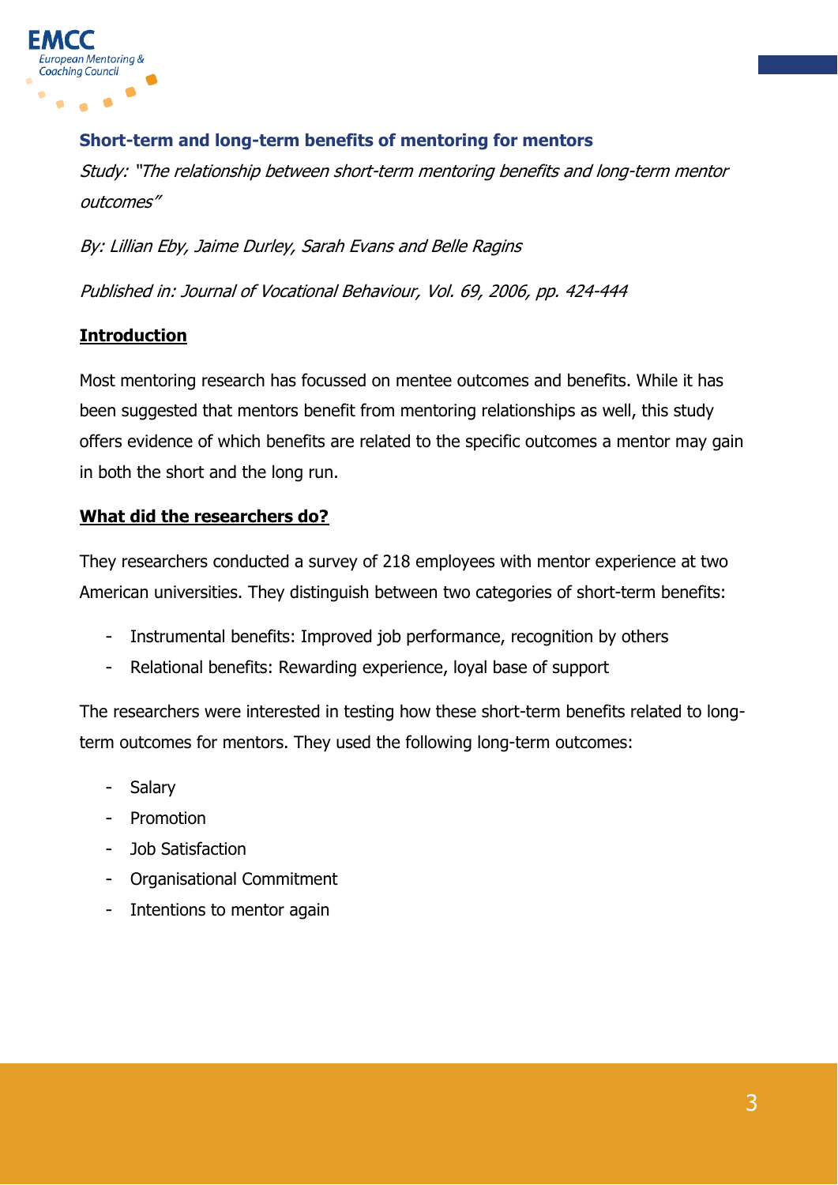### Short-term and long-term benefits of mentoring for mentors

*Study: "The relationship between short-term mentoring benefits and long-term mentor outcomes"*

*By: Lillian Eby, Jaime Durley, Sarah Evans and Belle Ragins*

*Published in: Journal of Vocational Behaviour, Vol. 69, 2006, pp. 424-444*

**Introduction**

Most mentoring research has focussed on mentee outcomes and benefits. While it has been suggested that mentors benefit from mentoring relationships as well, this study offers evidence of which benefits are related to the specific outcomes a mentor may gain in both the short and the long run.

**What did the researchers do?**

They researchers conducted a survey of 218 employees with mentor experience at two American universities. They distinguish between two categories of short-term benefits:

- Instrumental benefits: Improved job performance, recognition by others
- Relational benefits: Rewarding experience, loyal base of support

The researchers were interested in testing how these short-term benefits related to long-term outcomes for mentors. They used the following long-term outcomes:

- Salary
- Promotion
- Job Satisfaction
- Organisational Commitment
- Intentions to mentor again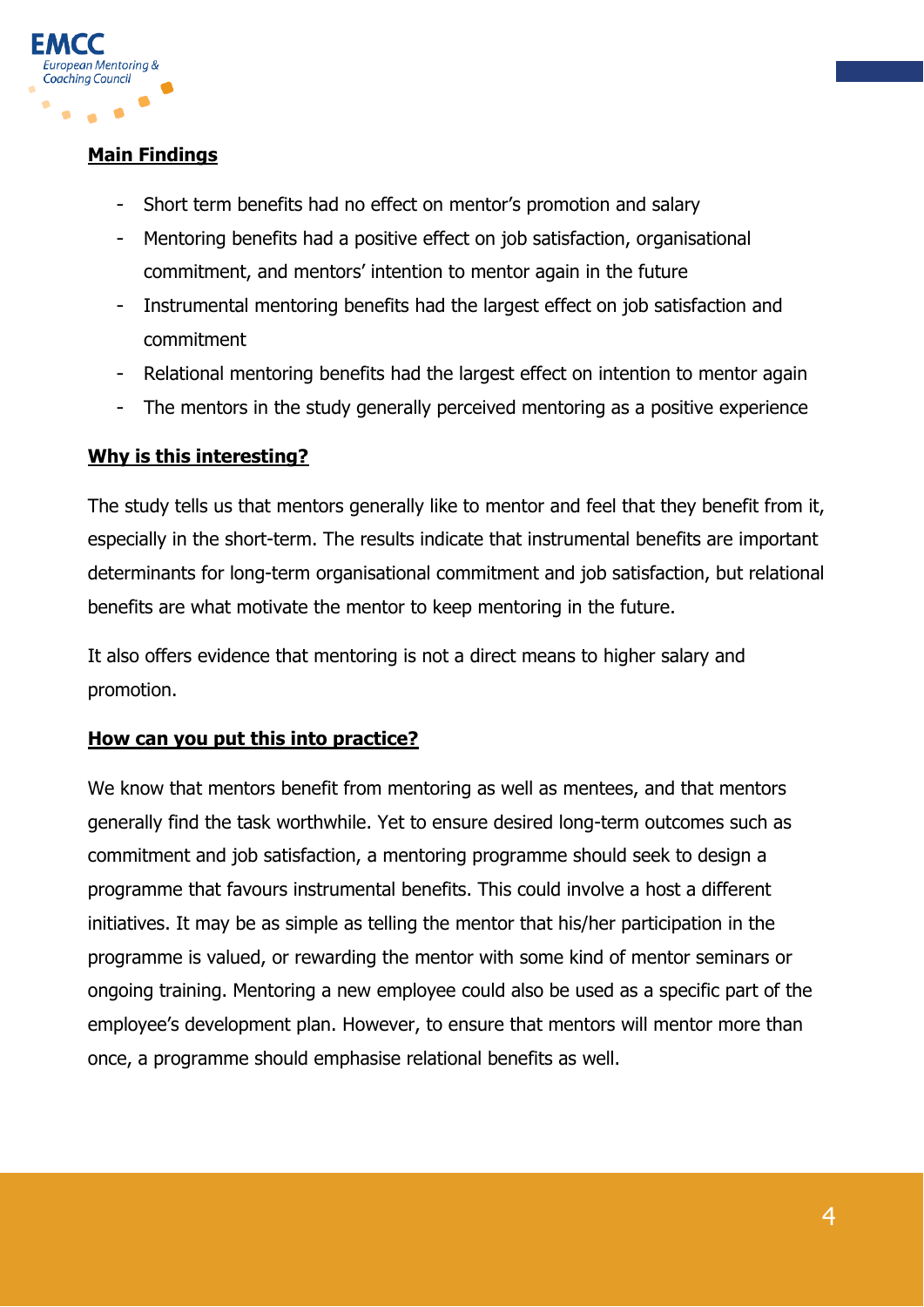## Main Findings

- Short term benefits had no effect on mentor's promotion and salary
- Mentoring benefits had a positive effect on job satisfaction, organisational commitment, and mentors' intention to mentor again in the future
- Instrumental mentoring benefits had the largest effect on job satisfaction and commitment
- Relational mentoring benefits had the largest effect on intention to mentor again
- The mentors in the study generally perceived mentoring as a positive experience

## Why is this interesting?

The study tells us that mentors generally like to mentor and feel that they benefit from it, especially in the short-term. The results indicate that instrumental benefits are important determinants for long-term organisational commitment and job satisfaction, but relational benefits are what motivate the mentor to keep mentoring in the future.

It also offers evidence that mentoring is not a direct means to higher salary and promotion.

## How can you put this into practice?

We know that mentors benefit from mentoring as well as mentees, and that mentors generally find the task worthwhile. Yet to ensure desired long-term outcomes such as commitment and job satisfaction, a mentoring programme should seek to design a programme that favours instrumental benefits. This could involve a host a different initiatives. It may be as simple as telling the mentor that his/her participation in the programme is valued, or rewarding the mentor with some kind of mentor seminars or ongoing training. Mentoring a new employee could also be used as a specific part of the employee's development plan. However, to ensure that mentors will mentor more than once, a programme should emphasise relational benefits as well.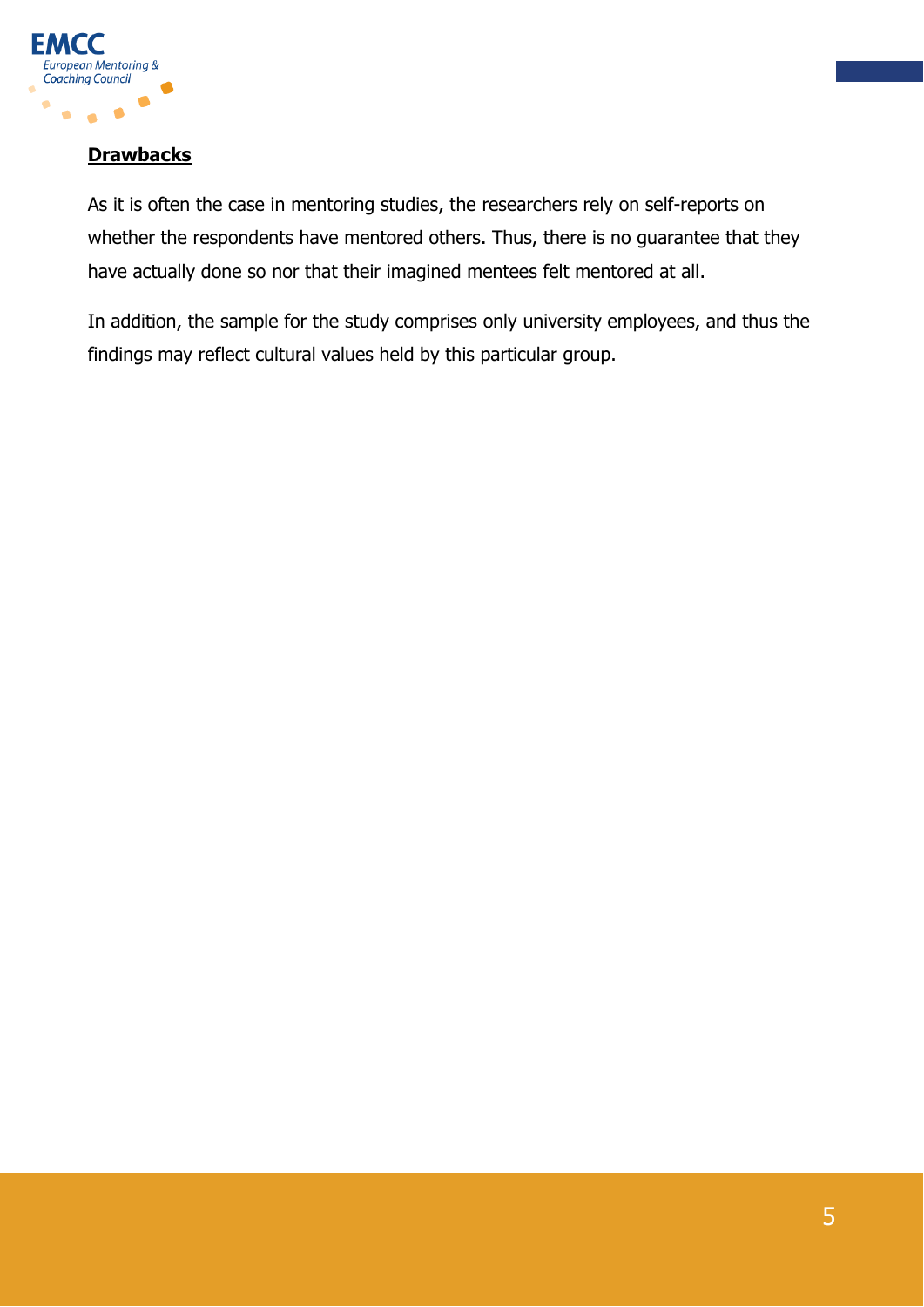**Drawbacks**

As it is often the case in mentoring studies, the researchers rely on self-reports on whether the respondents have mentored others. Thus, there is no guarantee that they have actually done so nor that their imagined mentees felt mentored at all.

In addition, the sample for the study comprises only university employees, and thus the findings may reflect cultural values held by this particular group.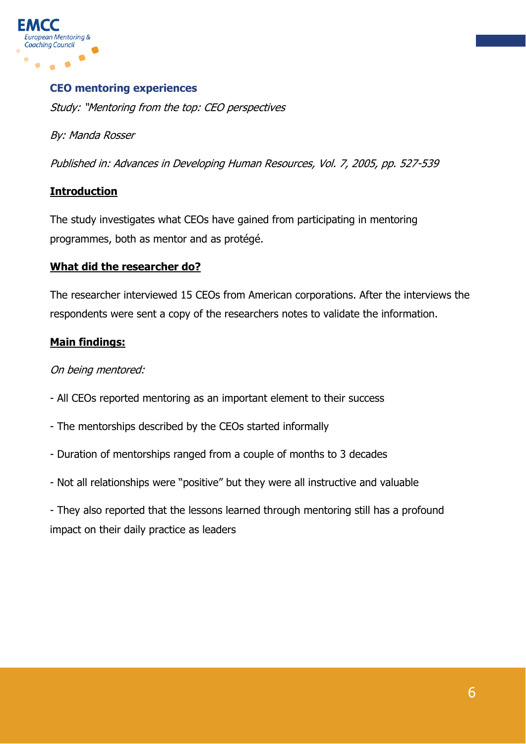## CEO mentoring experiences

*Study: "Mentoring from the top: CEO perspectives*

*By: Manda Rosser*

*Published in: Advances in Developing Human Resources, Vol. 7, 2005, pp. 527-539*

**Introduction**

The study investigates what CEOs have gained from participating in mentoring programmes, both as mentor and as protégé.

**What did the researcher do?**

The researcher interviewed 15 CEOs from American corporations. After the interviews the respondents were sent a copy of the researchers notes to validate the information.

**Main findings:**

*On being mentored:*

- All CEOs reported mentoring as an important element to their success
- The mentorships described by the CEOs started informally
- Duration of mentorships ranged from a couple of months to 3 decades
- Not all relationships were "positive" but they were all instructive and valuable
- They also reported that the lessons learned through mentoring still has a profound impact on their daily practice as leaders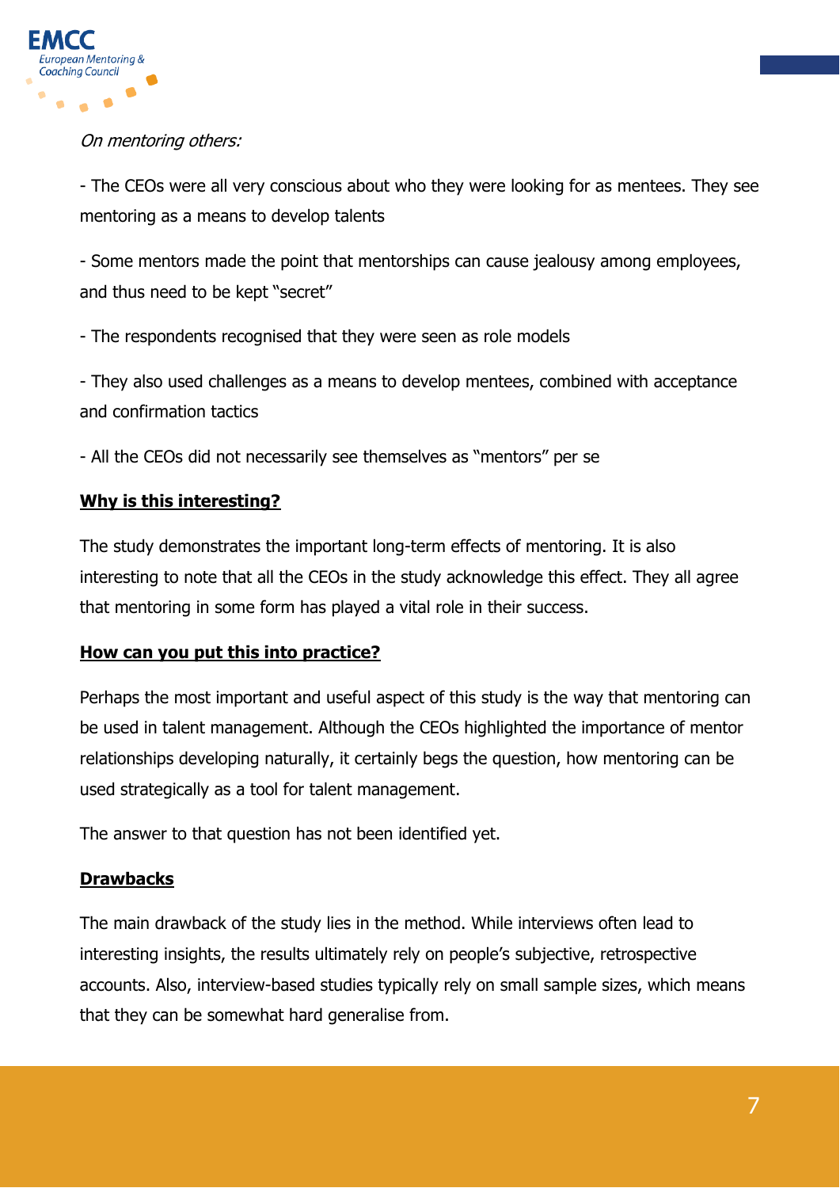*On mentoring others:*

- The CEOs were all very conscious about who they were looking for as mentees. They see mentoring as a means to develop talents

- Some mentors made the point that mentorships can cause jealousy among employees, and thus need to be kept "secret"

- The respondents recognised that they were seen as role models

- They also used challenges as a means to develop mentees, combined with acceptance and confirmation tactics

- All the CEOs did not necessarily see themselves as "mentors" per se

**Why is this interesting?**

The study demonstrates the important long-term effects of mentoring. It is also interesting to note that all the CEOs in the study acknowledge this effect. They all agree that mentoring in some form has played a vital role in their success.

**How can you put this into practice?**

Perhaps the most important and useful aspect of this study is the way that mentoring can be used in talent management. Although the CEOs highlighted the importance of mentor relationships developing naturally, it certainly begs the question, how mentoring can be used strategically as a tool for talent management.

The answer to that question has not been identified yet.

**Drawbacks**

The main drawback of the study lies in the method. While interviews often lead to interesting insights, the results ultimately rely on people's subjective, retrospective accounts. Also, interview-based studies typically rely on small sample sizes, which means that they can be somewhat hard generalise from.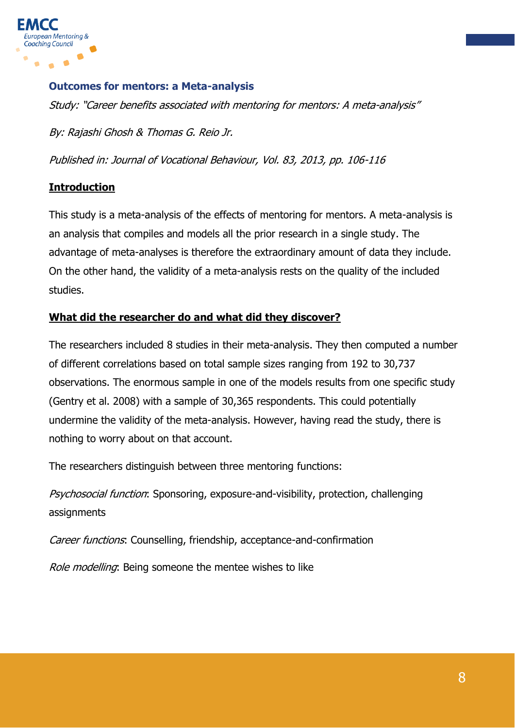### Outcomes for mentors: a Meta-analysis

*Study: "Career benefits associated with mentoring for mentors: A meta-analysis"*

*By: Rajashi Ghosh & Thomas G. Reio Jr.*

*Published in: Journal of Vocational Behaviour, Vol. 83, 2013, pp. 106-116*

**Introduction**

This study is a meta-analysis of the effects of mentoring for mentors. A meta-analysis is an analysis that compiles and models all the prior research in a single study. The advantage of meta-analyses is therefore the extraordinary amount of data they include. On the other hand, the validity of a meta-analysis rests on the quality of the included studies.

**What did the researcher do and what did they discover?**

The researchers included 8 studies in their meta-analysis. They then computed a number of different correlations based on total sample sizes ranging from 192 to 30,737 observations. The enormous sample in one of the models results from one specific study (Gentry et al. 2008) with a sample of 30,365 respondents. This could potentially undermine the validity of the meta-analysis. However, having read the study, there is nothing to worry about on that account.

The researchers distinguish between three mentoring functions:

*Psychosocial function*: Sponsoring, exposure-and-visibility, protection, challenging assignments

*Career functions*: Counselling, friendship, acceptance-and-confirmation

*Role modelling*: Being someone the mentee wishes to like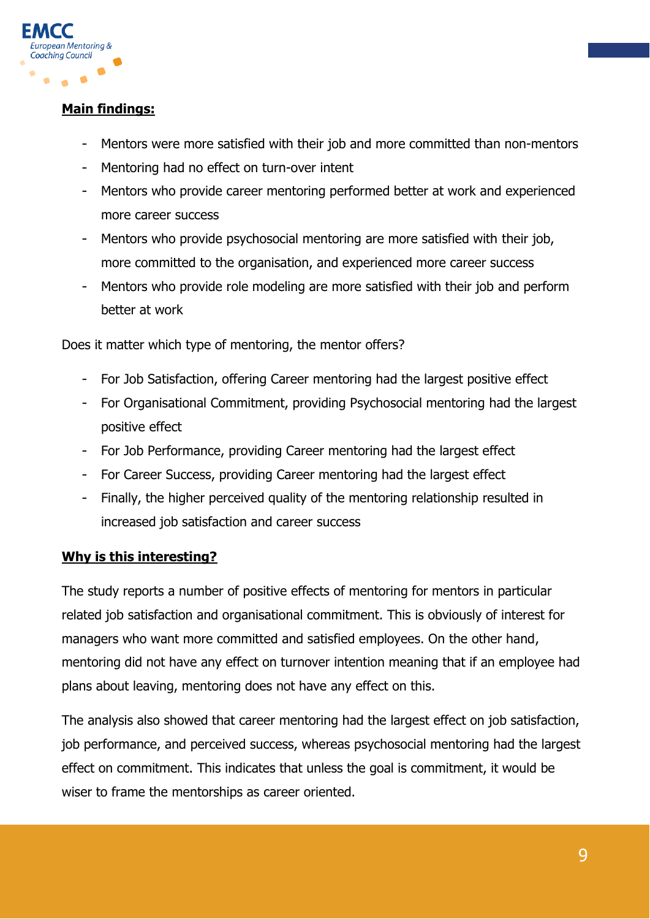**Main findings:**

- Mentors were more satisfied with their job and more committed than non-mentors
- Mentoring had no effect on turn-over intent
- Mentors who provide career mentoring performed better at work and experienced more career success
- Mentors who provide psychosocial mentoring are more satisfied with their job, more committed to the organisation, and experienced more career success
- Mentors who provide role modeling are more satisfied with their job and perform better at work

Does it matter which type of mentoring, the mentor offers?

- For Job Satisfaction, offering Career mentoring had the largest positive effect
- For Organisational Commitment, providing Psychosocial mentoring had the largest positive effect
- For Job Performance, providing Career mentoring had the largest effect
- For Career Success, providing Career mentoring had the largest effect
- Finally, the higher perceived quality of the mentoring relationship resulted in increased job satisfaction and career success

**Why is this interesting?**

The study reports a number of positive effects of mentoring for mentors in particular related job satisfaction and organisational commitment. This is obviously of interest for managers who want more committed and satisfied employees. On the other hand, mentoring did not have any effect on turnover intention meaning that if an employee had plans about leaving, mentoring does not have any effect on this.

The analysis also showed that career mentoring had the largest effect on job satisfaction, job performance, and perceived success, whereas psychosocial mentoring had the largest effect on commitment. This indicates that unless the goal is commitment, it would be wiser to frame the mentorships as career oriented.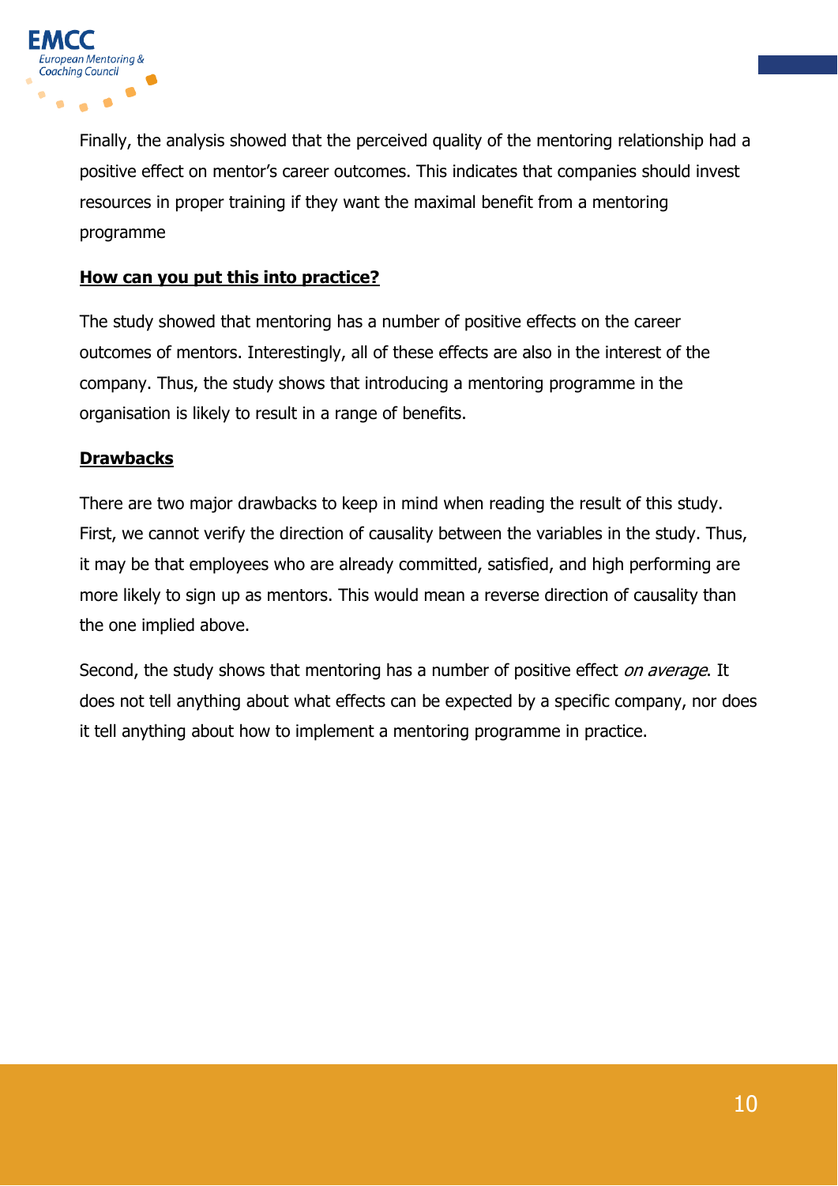Finally, the analysis showed that the perceived quality of the mentoring relationship had a positive effect on mentor's career outcomes. This indicates that companies should invest resources in proper training if they want the maximal benefit from a mentoring programme

## How can you put this into practice?

The study showed that mentoring has a number of positive effects on the career outcomes of mentors. Interestingly, all of these effects are also in the interest of the company. Thus, the study shows that introducing a mentoring programme in the organisation is likely to result in a range of benefits.

## Drawbacks

There are two major drawbacks to keep in mind when reading the result of this study. First, we cannot verify the direction of causality between the variables in the study. Thus, it may be that employees who are already committed, satisfied, and high performing are more likely to sign up as mentors. This would mean a reverse direction of causality than the one implied above.

Second, the study shows that mentoring has a number of positive effect *on average*. It does not tell anything about what effects can be expected by a specific company, nor does it tell anything about how to implement a mentoring programme in practice.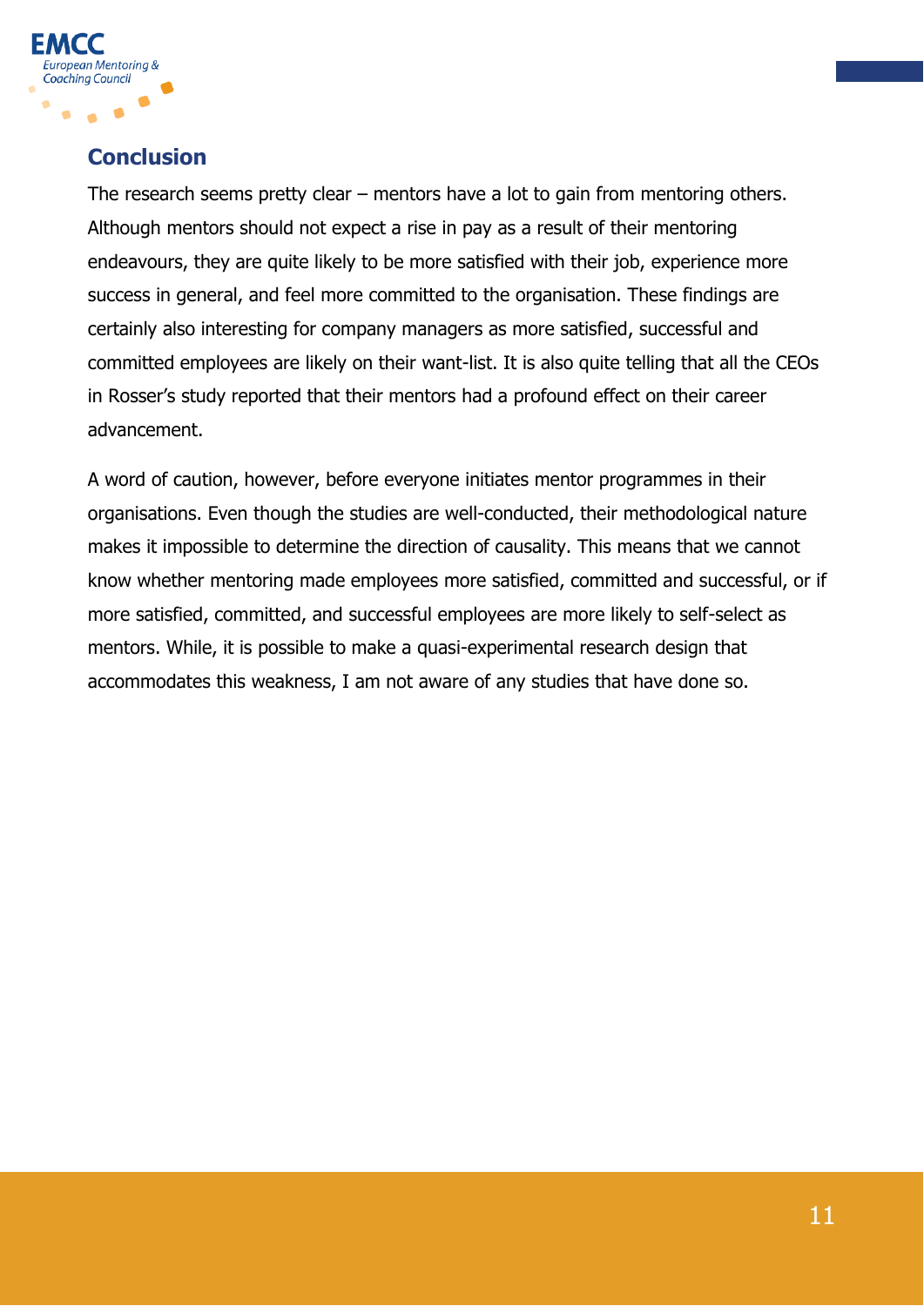## Conclusion

The research seems pretty clear – mentors have a lot to gain from mentoring others. Although mentors should not expect a rise in pay as a result of their mentoring endeavours, they are quite likely to be more satisfied with their job, experience more success in general, and feel more committed to the organisation. These findings are certainly also interesting for company managers as more satisfied, successful and committed employees are likely on their want-list. It is also quite telling that all the CEOs in Rosser's study reported that their mentors had a profound effect on their career advancement.

A word of caution, however, before everyone initiates mentor programmes in their organisations. Even though the studies are well-conducted, their methodological nature makes it impossible to determine the direction of causality. This means that we cannot know whether mentoring made employees more satisfied, committed and successful, or if more satisfied, committed, and successful employees are more likely to self-select as mentors. While, it is possible to make a quasi-experimental research design that accommodates this weakness, I am not aware of any studies that have done so.